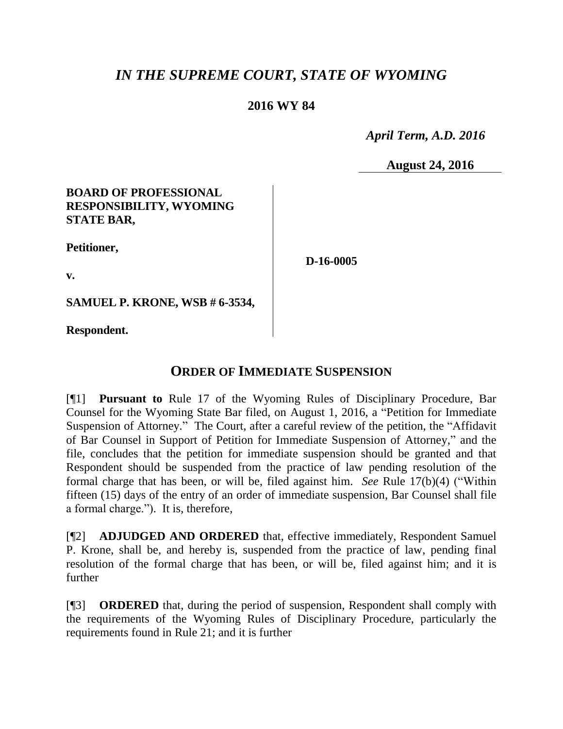# *IN THE SUPREME COURT, STATE OF WYOMING*

**2016 WY 84**

*April Term, A.D. 2016*

**August 24, 2016**

**BOARD OF PROFESSIONAL RESPONSIBILITY, WYOMING STATE BAR,**

**Petitioner,**

**v.**

**SAMUEL P. KRONE, WSB # 6-3534,**

**Respondent.**

**D-16-0005**

## ORDER OF IMMEDIATE SUSPENSION

[¶1] **Pursuant to** Rule 17 of the Wyoming Rules of Disciplinary Procedure, Bar Counsel for the Wyoming State Bar filed, on August 1, 2016, a "Petition for Immediate Suspension of Attorney." The Court, after a careful review of the petition, the "Affidavit of Bar Counsel in Support of Petition for Immediate Suspension of Attorney," and the file, concludes that the petition for immediate suspension should be granted and that Respondent should be suspended from the practice of law pending resolution of the formal charge that has been, or will be, filed against him. *See* Rule 17(b)(4) ("Within fifteen (15) days of the entry of an order of immediate suspension, Bar Counsel shall file a formal charge."). It is, therefore,

[¶2] **ADJUDGED AND ORDERED** that, effective immediately, Respondent Samuel P. Krone, shall be, and hereby is, suspended from the practice of law, pending final resolution of the formal charge that has been, or will be, filed against him; and it is further

[¶3] **ORDERED** that, during the period of suspension, Respondent shall comply with the requirements of the Wyoming Rules of Disciplinary Procedure, particularly the requirements found in Rule 21; and it is further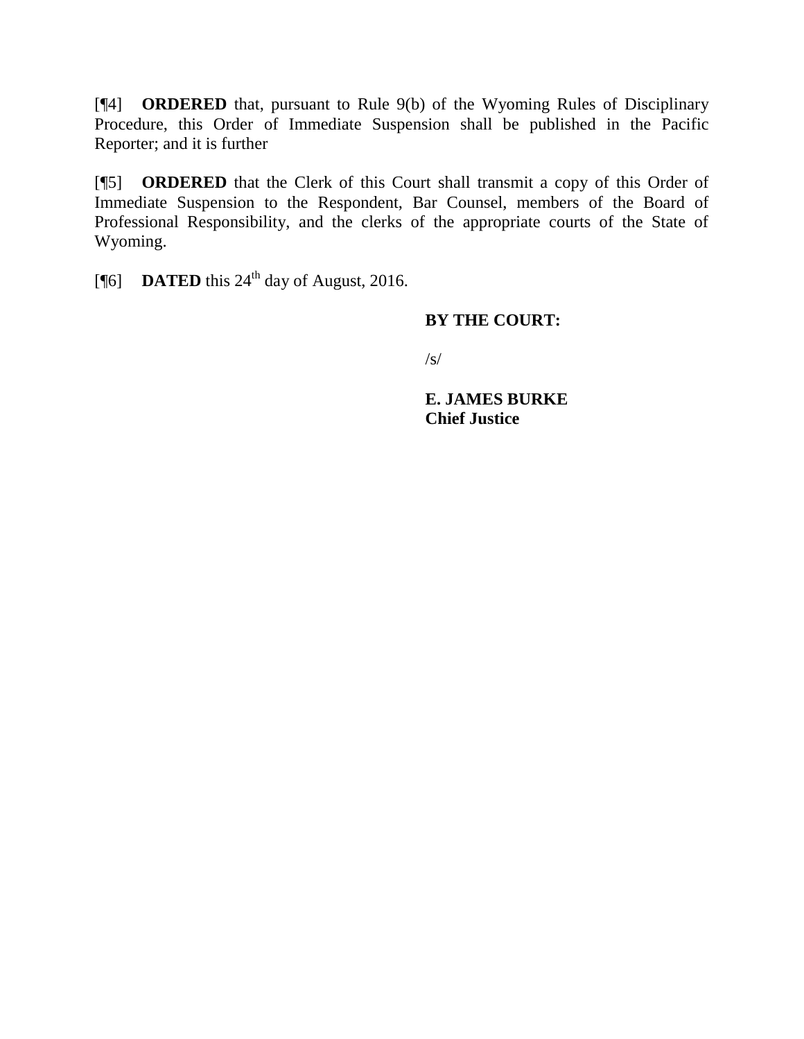[¶4] **ORDERED** that, pursuant to Rule 9(b) of the Wyoming Rules of Disciplinary Procedure, this Order of Immediate Suspension shall be published in the Pacific Reporter; and it is further

[¶5] **ORDERED** that the Clerk of this Court shall transmit a copy of this Order of Immediate Suspension to the Respondent, Bar Counsel, members of the Board of Professional Responsibility, and the clerks of the appropriate courts of the State of Wyoming.

[¶6] **DATED** this 24th day of August, 2016.

**BY THE COURT:**

/s/

**E. JAMES BURKE**
**Chief Justice**